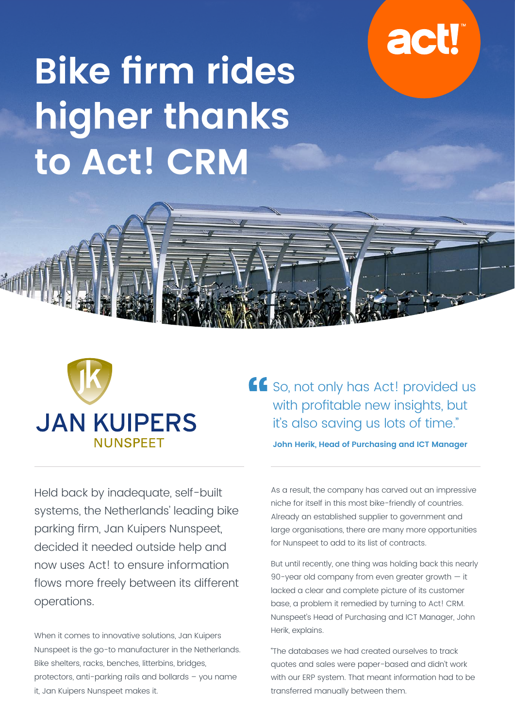# Bike firm rides higher thanks to Act! CRM

JAN KUIPERS
NUNSPEET

> “So, not only has Act! provided us with profitable new insights, but it’s also saving us lots of time.”
>
> **John Herik, Head of Purchasing and ICT Manager**

Held back by inadequate, self-built systems, the Netherlands’ leading bike parking firm, Jan Kuipers Nunspeet, decided it needed outside help and now uses Act! to ensure information flows more freely between its different operations.

When it comes to innovative solutions, Jan Kuipers Nunspeet is the go-to manufacturer in the Netherlands. Bike shelters, racks, benches, litterbins, bridges, protectors, anti-parking rails and bollards – you name it, Jan Kuipers Nunspeet makes it.

As a result, the company has carved out an impressive niche for itself in this most bike-friendly of countries. Already an established supplier to government and large organisations, there are many more opportunities for Nunspeet to add to its list of contracts.

But until recently, one thing was holding back this nearly 90-year old company from even greater growth — it lacked a clear and complete picture of its customer base, a problem it remedied by turning to Act! CRM. Nunspeet’s Head of Purchasing and ICT Manager, John Herik, explains.

“The databases we had created ourselves to track quotes and sales were paper-based and didn’t work with our ERP system. That meant information had to be transferred manually between them.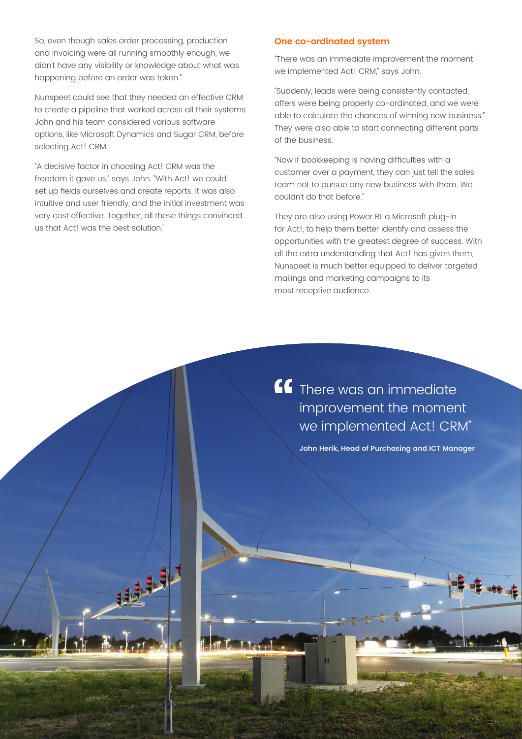So, even though sales order processing, production and invoicing were all running smoothly enough, we didn't have any visibility or knowledge about what was happening before an order was taken."

Nunspeet could see that they needed an effective CRM to create a pipeline that worked across all their systems John and his team considered various software options, like Microsoft Dynamics and Sugar CRM, before selecting Act! CRM.

"A decisive factor in choosing Act! CRM was the freedom it gave us," says John. "With Act! we could set up fields ourselves and create reports. It was also intuitive and user friendly, and the initial investment was very cost effective. Together, all these things convinced us that Act! was the best solution."

## One co-ordinated system

"There was an immediate improvement the moment we implemented Act! CRM," says John.

"Suddenly, leads were being consistently contacted, offers were being properly co-ordinated, and we were able to calculate the chances of winning new business." They were also able to start connecting different parts of the business.

"Now if bookkeeping is having difficulties with a customer over a payment, they can just tell the sales team not to pursue any new business with them. We couldn't do that before."

They are also using Power BI, a Microsoft plug-in for Act!, to help them better identify and assess the opportunities with the greatest degree of success. With all the extra understanding that Act! has given them, Nunspeet is much better equipped to deliver targeted mailings and marketing campaigns to its most receptive audience.

> "There was an immediate improvement the moment we implemented Act! CRM"
>
> **John Herik, Head of Purchasing and ICT Manager**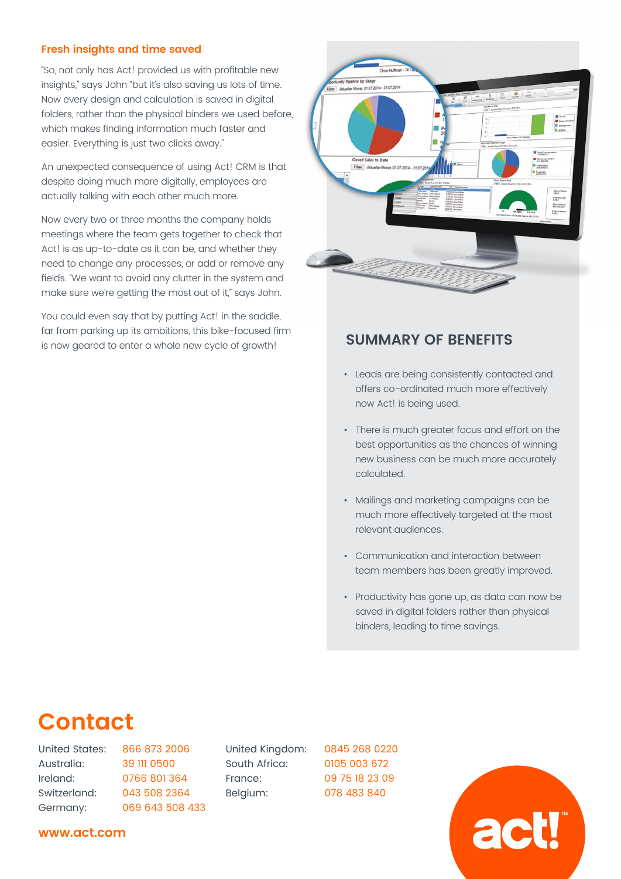### Fresh insights and time saved

"So, not only has Act! provided us with profitable new insights," says John "but it's also saving us lots of time. Now every design and calculation is saved in digital folders, rather than the physical binders we used before, which makes finding information much faster and easier. Everything is just two clicks away."

An unexpected consequence of using Act! CRM is that despite doing much more digitally, employees are actually talking with each other much more.

Now every two or three months the company holds meetings where the team gets together to check that Act! is as up-to-date as it can be, and whether they need to change any processes, or add or remove any fields. "We want to avoid any clutter in the system and make sure we're getting the most out of it," says John.

You could even say that by putting Act! in the saddle, far from parking up its ambitions, this bike-focused firm is now geared to enter a whole new cycle of growth!

## SUMMARY OF BENEFITS

- Leads are being consistently contacted and offers co-ordinated much more effectively now Act! is being used.
- There is much greater focus and effort on the best opportunities as the chances of winning new business can be much more accurately calculated.
- Mailings and marketing campaigns can be much more effectively targeted at the most relevant audiences.
- Communication and interaction between team members has been greatly improved.
- Productivity has gone up, as data can now be saved in digital folders rather than physical binders, leading to time savings.

# Contact

| | | | |
|---|---|---|---|
| United States: | 866 873 2006 | United Kingdom: | 0845 268 0220 |
| Australia: | 39 111 0500 | South Africa: | 0105 003 672 |
| Ireland: | 0766 801 364 | France: | 09 75 18 23 09 |
| Switzerland: | 043 508 2364 | Belgium: | 078 483 840 |
| Germany: | 069 643 508 433 | | |

**www.act.com**

act!™